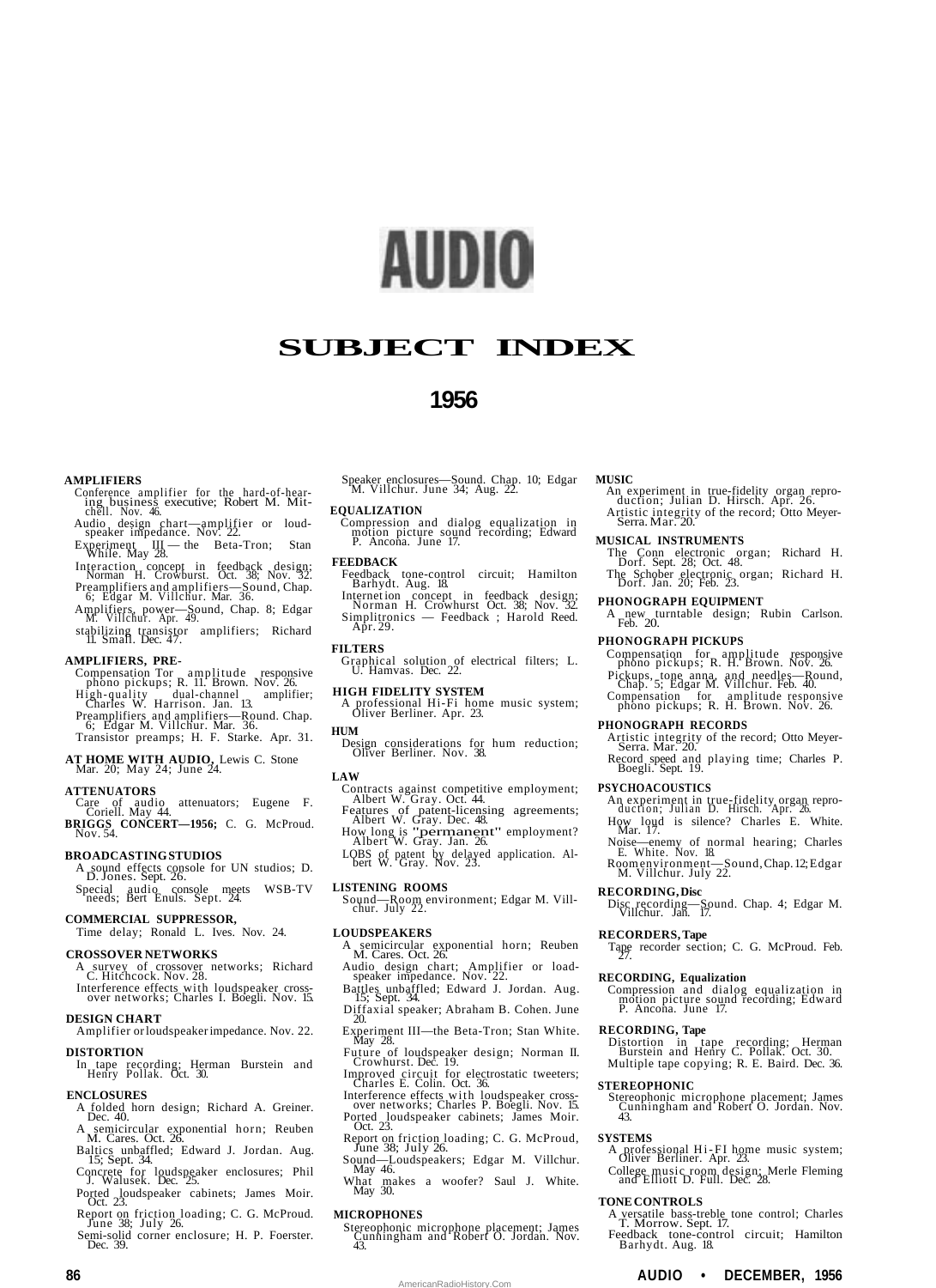# AUDIO

## SUBJECT INDEX

## 1956

**AMPLIFIERS**

- Conference amplifier for the hard-of-hearing business executive; Robert M. Mitchell. Nov. 46.
- Audio design chart—amplifier or loudspeaker impedance. Nov. 22.
- Experiment III — the Beta-Tron; Stan White. May 28.
- Interaction concept in feedback design; Norman H. Crowburst. Oct. 38; Nov. 32.
- Preamplifiers and amplifiers—Sound, Chap. 6; Edgar M. Villchur. Mar. 36.
- Amplifiers, power—Sound, Chap. 8; Edgar M. Villchur. Apr. 49.
- stabilizing transistor amplifiers; Richard ll. Small. Dec. 47.

**AMPLIFIERS, PRE-**

- Compensation Tor amplitude responsive phono pickups; R. 11. Brown. Nov. 26.
- High-quality dual-channel amplifier; Charles W. Harrison. Jan. 13.
- Preamplifiers and amplifiers—Round. Chap. 6; Edgar M. Villchur. Mar. 36.
- Transistor preamps; H. F. Starke. Apr. 31.

**AT HOME WITH AUDIO,** Lewis C. Stone Mar. 20; May 24; June 24.

**ATTENUATORS**

- Care of audio attenuators; Eugene F. Coriell. May 44.

**BRIGGS CONCERT—1956;** C. G. McProud. Nov. 54.

**BROADCASTING STUDIOS**

- A sound effects console for UN studios; D. D. Jones. Sept. 26.
- Special audio console meets WSB-TV needs; Bert Enuls. Sept. 24.

**COMMERCIAL SUPPRESSOR,**

- Time delay; Ronald L. Ives. Nov. 24.

**CROSSOVER NETWORKS**

- A survey of crossover networks; Richard C. Hitchcock. Nov. 28.
- Interference effects with loudspeaker crossover networks; Charles I. Boegli. Nov. 15.

**DESIGN CHART**

- Amplifier or loudspeaker impedance. Nov. 22.

**DISTORTION**

- In tape recording; Herman Burstein and Henry Pollak. Oct. 30.

**ENCLOSURES**

- A folded horn design; Richard A. Greiner. Dec. 40.
- A semicircular exponential horn; Reuben M. Cares. Oct. 26.
- Baltics unbaffled; Edward J. Jordan. Aug. 15; Sept. 34.
- Concrete for loudspeaker enclosures; Phil J. Walusek. Dec. 25.
- Ported loudspeaker cabinets; James Moir. Oct. 23.
- Report on friction loading; C. G. McProud. June 38; July 26.
- Semi-solid corner enclosure; H. P. Foerster. Dec. 39.
- Speaker enclosures—Sound. Chap. 10; Edgar M. Villchur. June 34; Aug. 22.

**EQUALIZATION**

- Compression and dialog equalization in motion picture sound recording; Edward P. Ancona. June 17.

**FEEDBACK**

- Feedback tone-control circuit; Hamilton Barhydt. Aug. 18.
- Internet ion concept in feedback design; Norman H. Crowhurst Oct. 38; Nov. 32.
- Simplitronics — Feedback ; Harold Reed. Apr. 29.

**FILTERS**

- Graphical solution of electrical filters; L. U. Hamvas. Dec. 22.

**HIGH FIDELITY SYSTEM**

- A professional Hi-Fi home music system; Oliver Berliner. Apr. 23.

**HUM**

- Design considerations for hum reduction; Oliver Berliner. Nov. 38.

**LAW**

- Contracts against competitive employment; Albert W. Gray. Oct. 44.
- Features of patent-licensing agreements; Albert W. Gray. Dec. 48.
- How long is "permanent" employment? Albert W. Gray. Jan. 26.
- LOBS of patent by delayed application. Albert W. Gray. Nov. 23.

**LISTENING ROOMS**

- Sound—Room environment; Edgar M. Villchur. July 22.

**LOUDSPEAKERS**

- A semicircular exponential horn; Reuben M. Cares. Oct. 26.
- Audio design chart; Amplifier or loudspeaker impedance. Nov. 22.
- Battles unbaffled; Edward J. Jordan. Aug. 15; Sept. 34.
- Diffaxial speaker; Abraham B. Cohen. June 20.
- Experiment III—the Beta-Tron; Stan White. May 28.
- Future of loudspeaker design; Norman II. Crowhurst. Dec. 19.
- Improved circuit for electrostatic tweeters; Charles E. Colin. Oct. 36.
- Interference effects with loudspeaker crossover networks; Charles P. Boegli. Nov. 15.
- Ported loudspeaker cabinets; James Moir. Oct. 23.
- Report on friction loading; C. G. McProud, June 38; July 26.
- Sound—Loudspeakers; Edgar M. Villchur. May 46.
- What makes a woofer? Saul J. White. May 30.

**MICROPHONES**

- Stereophonic microphone placement; James Cunningham and Robert O. Jordan. Nov. 43.

**MUSIC**

- An experiment in true-fidelity organ reproduction; Julian D. Hirsch. Apr. 26.
- Artistic integrity of the record; Otto Meyer-Serra. Mar. 20.

**MUSICAL INSTRUMENTS**

- The Conn electronic organ; Richard H. Dorf. Sept. 28; Oct. 48.
- The Schober electronic organ; Richard H. Dorf. Jan. 20; Feb. 23.

**PHONOGRAPH EQUIPMENT**

- A new turntable design; Rubin Carlson. Feb. 20.

**PHONOGRAPH PICKUPS**

- Compensation for amplitude responsive phono pickups; R. H. Brown. Nov. 26.
- Pickups, tone anna, and needles—Round, Chap. 5; Edgar M. Villchur. Feb. 40.
- Compensation for amplitude responsive phono pickups; R. H. Brown. Nov. 26.

**PHONOGRAPH RECORDS**

- Artistic integrity of the record; Otto Meyer-Serra. Mar. 20.
- Record speed and playing time; Charles P. Boegli. Sept. 19.

**PSYCHOACOUSTICS**

- An experiment in true-fidelity organ reproduction; Julian D. Hirsch. Apr. 26.
- How loud is silence? Charles E. White. Mar. 17.
- Noise—enemy of normal hearing; Charles E. White. Nov. 18.
- Roomenvironment—Sound, Chap. 12; Edgar M. Villchur. July 22.

**RECORDING, Disc**

- Disc recording—Sound. Chap. 4; Edgar M. Villchur. Jan. 17.

**RECORDERS, Tape**

- Tape recorder section; C. G. McProud. Feb. 27.

**RECORDING, Equalization**

- Compression and dialog equalization in motion picture sound recording; Edward P. Ancona. June 17.

**RECORDING, Tape**

- Distortion in tape recording; Herman Burstein and Henry C. Pollak. Oct. 30.
- Multiple tape copying; R. E. Baird. Dec. 36.

**STEREOPHONIC**

- Stereophonic microphone placement; James Cunningham and Robert O. Jordan. Nov. 43.

**SYSTEMS**

- A professional Hi-FI home music system; Oliver Berliner. Apr. 23.
- College music room design; Merle Fleming and Elliott D. Full. Dec. 28.

**TONE CONTROLS**

- A versatile bass-treble tone control; Charles T. Morrow. Sept. 17.
- Feedback tone-control circuit; Hamilton Barhydt. Aug. 18.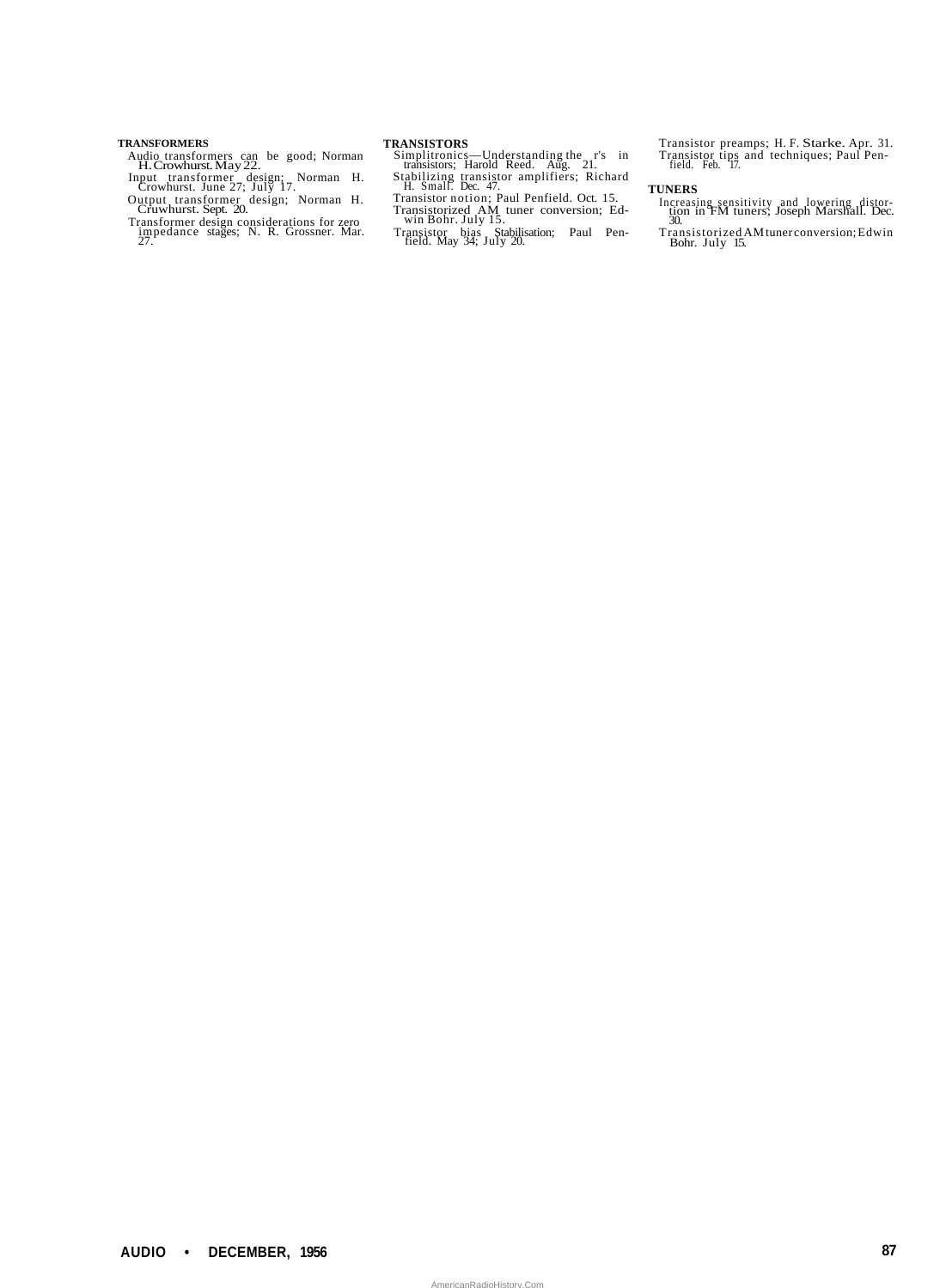### TRANSFORMERS

Audio transformers can be good; Norman H. Crowhurst. May 22.

Input transformer design; Norman H. Crowhurst. June 27; July 17.

Output transformer design; Norman H. Cruwhurst. Sept. 20.

Transformer design considerations for zero impedance stages; N. R. Grossner. Mar. 27.

### TRANSISTORS

Simplitronics—Understanding the r's in transistors; Harold Reed. Aug. 21.

Stabilizing transistor amplifiers; Richard H. Small. Dec. 47.

Transistor notion; Paul Penfield. Oct. 15.

Transistorized AM tuner conversion; Edwin Bohr. July 15.

Transistor bias Stabilisation; Paul Penfield. May 34; July 20.

Transistor preamps; H. F. Starke. Apr. 31.

Transistor tips and techniques; Paul Penfield. Feb. 17.

### TUNERS

Increasing sensitivity and lowering distortion in FM tuners; Joseph Marshall. Dec. 30.

Transistorized AM tuner conversion; Edwin Bohr. July 15.